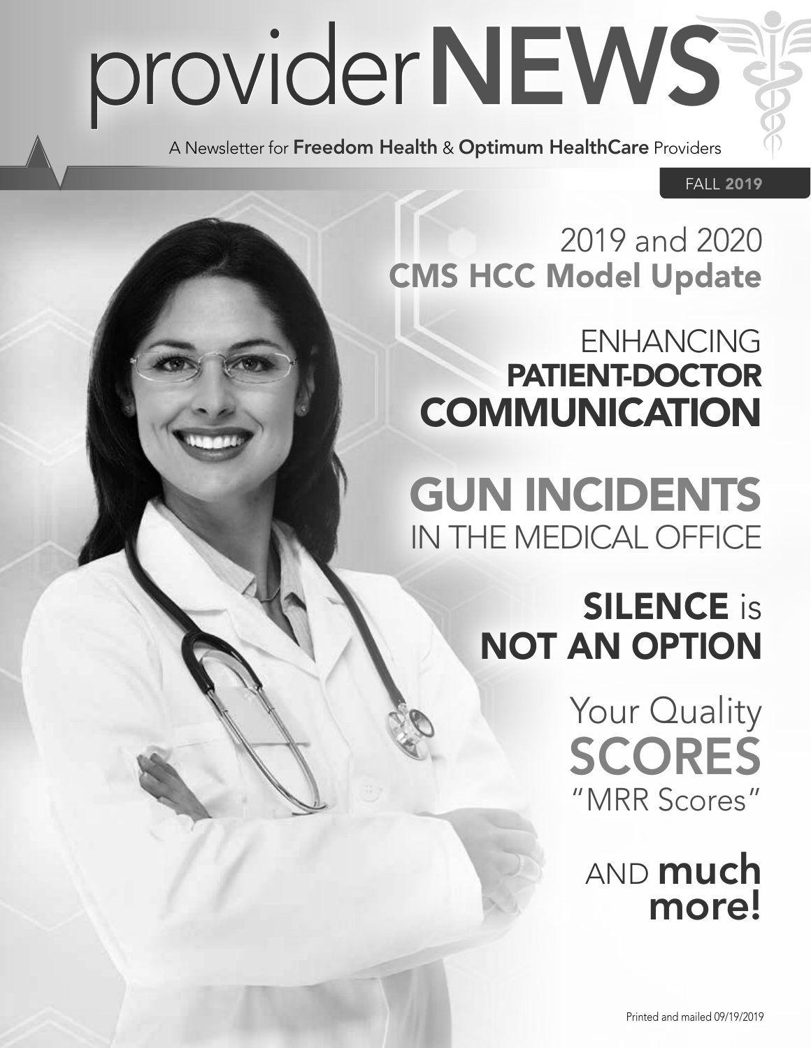# providerNEWS

A Newsletter for **Freedom Health** & **Optimum HealthCare** Providers

FALL **2019**

## 2019 and 2020 **CMS HCC Model Update**

## ENHANCING **PATIENT-DOCTOR COMMUNICATION**

## **GUN INCIDENTS** IN THE MEDICAL OFFICE

## **SILENCE** is **NOT AN OPTION**

## Your Quality **SCORES** "MRR Scores"

## AND **much more!**

Printed and mailed 09/19/2019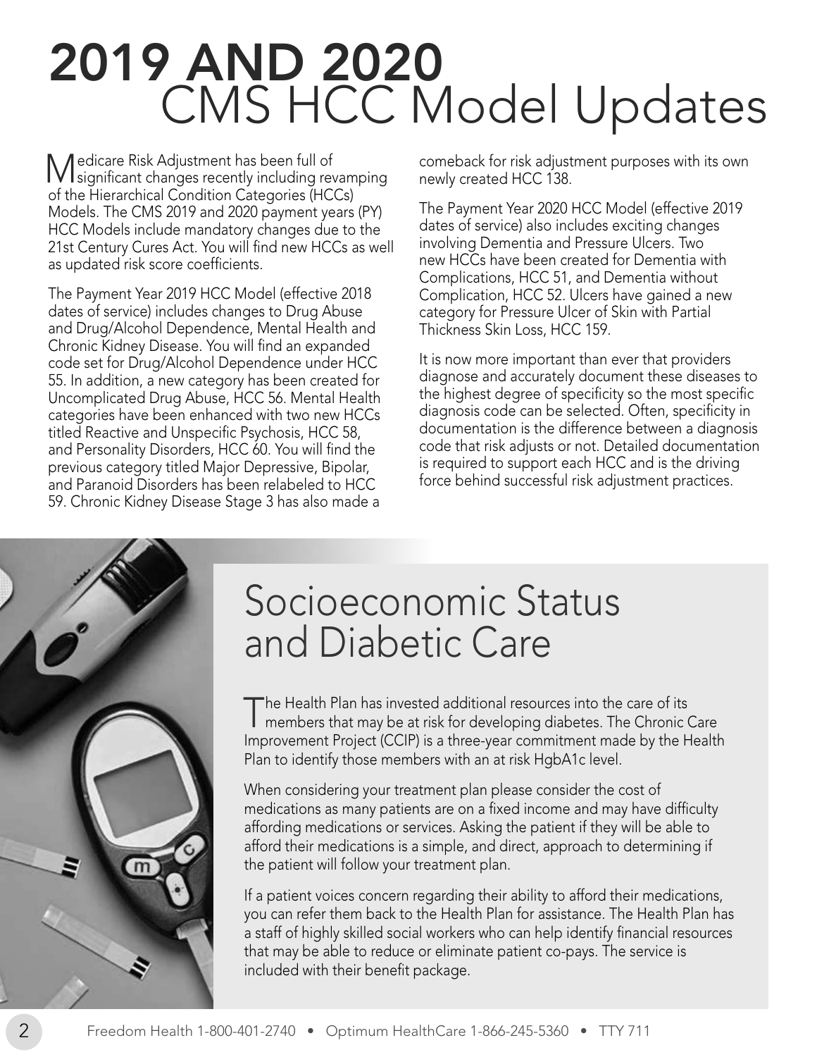# 2019 AND 2020 CMS HCC Model Updates

Medicare Risk Adjustment has been full of significant changes recently including revamping of the Hierarchical Condition Categories (HCCs) Models. The CMS 2019 and 2020 payment years (PY) HCC Models include mandatory changes due to the 21st Century Cures Act. You will find new HCCs as well as updated risk score coefficients.

The Payment Year 2019 HCC Model (effective 2018 dates of service) includes changes to Drug Abuse and Drug/Alcohol Dependence, Mental Health and Chronic Kidney Disease. You will find an expanded code set for Drug/Alcohol Dependence under HCC 55. In addition, a new category has been created for Uncomplicated Drug Abuse, HCC 56. Mental Health categories have been enhanced with two new HCCs titled Reactive and Unspecific Psychosis, HCC 58, and Personality Disorders, HCC 60. You will find the previous category titled Major Depressive, Bipolar, and Paranoid Disorders has been relabeled to HCC 59. Chronic Kidney Disease Stage 3 has also made a comeback for risk adjustment purposes with its own newly created HCC 138.

The Payment Year 2020 HCC Model (effective 2019 dates of service) also includes exciting changes involving Dementia and Pressure Ulcers. Two new HCCs have been created for Dementia with Complications, HCC 51, and Dementia without Complication, HCC 52. Ulcers have gained a new category for Pressure Ulcer of Skin with Partial Thickness Skin Loss, HCC 159.

It is now more important than ever that providers diagnose and accurately document these diseases to the highest degree of specificity so the most specific diagnosis code can be selected. Often, specificity in documentation is the difference between a diagnosis code that risk adjusts or not. Detailed documentation is required to support each HCC and is the driving force behind successful risk adjustment practices.

## Socioeconomic Status and Diabetic Care

The Health Plan has invested additional resources into the care of its members that may be at risk for developing diabetes. The Chronic Care Improvement Project (CCIP) is a three-year commitment made by the Health Plan to identify those members with an at risk HgbA1c level.

When considering your treatment plan please consider the cost of medications as many patients are on a fixed income and may have difficulty affording medications or services. Asking the patient if they will be able to afford their medications is a simple, and direct, approach to determining if the patient will follow your treatment plan.

If a patient voices concern regarding their ability to afford their medications, you can refer them back to the Health Plan for assistance. The Health Plan has a staff of highly skilled social workers who can help identify financial resources that may be able to reduce or eliminate patient co-pays. The service is included with their benefit package.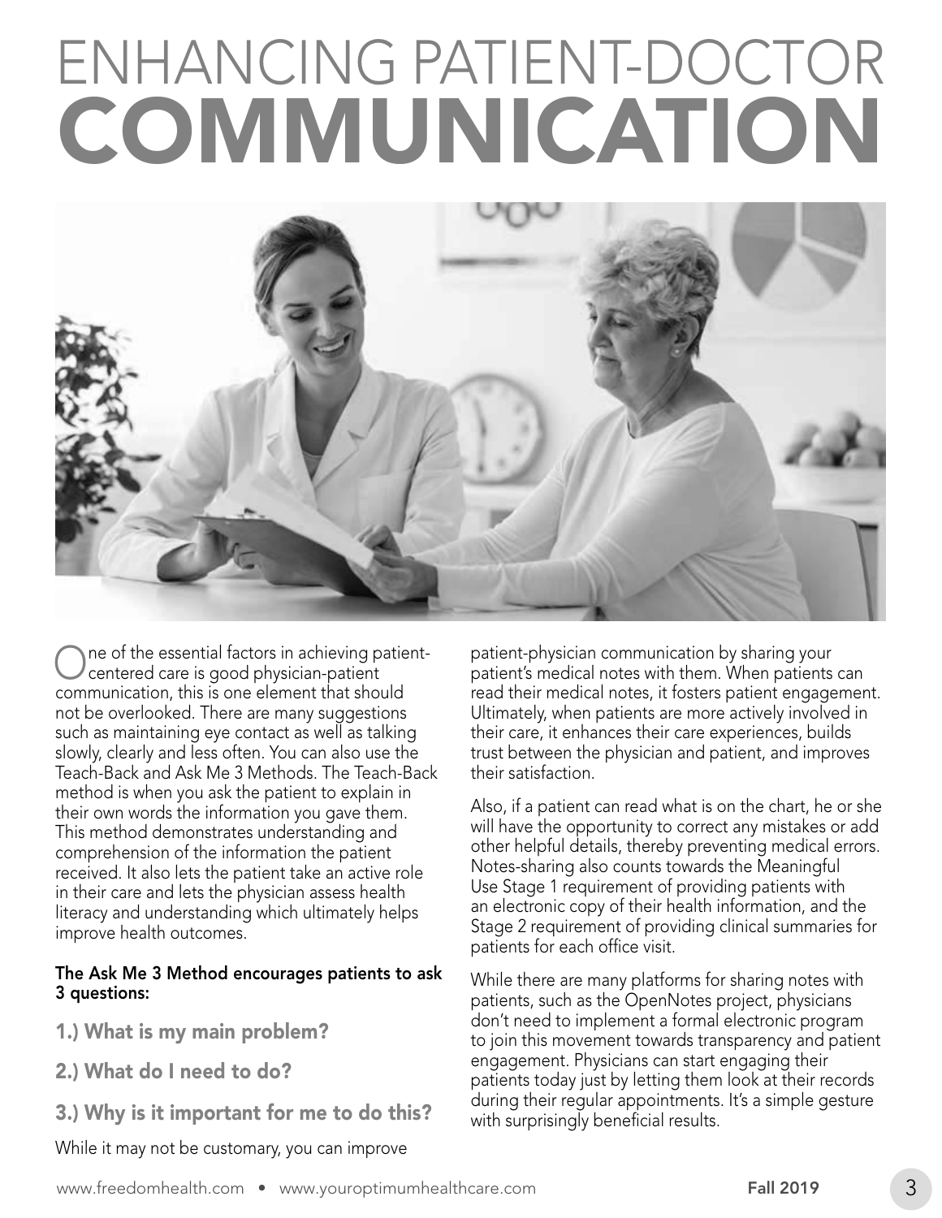# ENHANCING PATIENT-DOCTOR **COMMUNICATION**

One of the essential factors in achieving patient-centered care is good physician-patient communication, this is one element that should not be overlooked. There are many suggestions such as maintaining eye contact as well as talking slowly, clearly and less often. You can also use the Teach-Back and Ask Me 3 Methods. The Teach-Back method is when you ask the patient to explain in their own words the information you gave them. This method demonstrates understanding and comprehension of the information the patient received. It also lets the patient take an active role in their care and lets the physician assess health literacy and understanding which ultimately helps improve health outcomes.

**The Ask Me 3 Method encourages patients to ask 3 questions:**

**1.) What is my main problem?**

**2.) What do I need to do?**

**3.) Why is it important for me to do this?**

While it may not be customary, you can improve patient-physician communication by sharing your patient's medical notes with them. When patients can read their medical notes, it fosters patient engagement. Ultimately, when patients are more actively involved in their care, it enhances their care experiences, builds trust between the physician and patient, and improves their satisfaction.

Also, if a patient can read what is on the chart, he or she will have the opportunity to correct any mistakes or add other helpful details, thereby preventing medical errors. Notes-sharing also counts towards the Meaningful Use Stage 1 requirement of providing patients with an electronic copy of their health information, and the Stage 2 requirement of providing clinical summaries for patients for each office visit.

While there are many platforms for sharing notes with patients, such as the OpenNotes project, physicians don't need to implement a formal electronic program to join this movement towards transparency and patient engagement. Physicians can start engaging their patients today just by letting them look at their records during their regular appointments. It's a simple gesture with surprisingly beneficial results.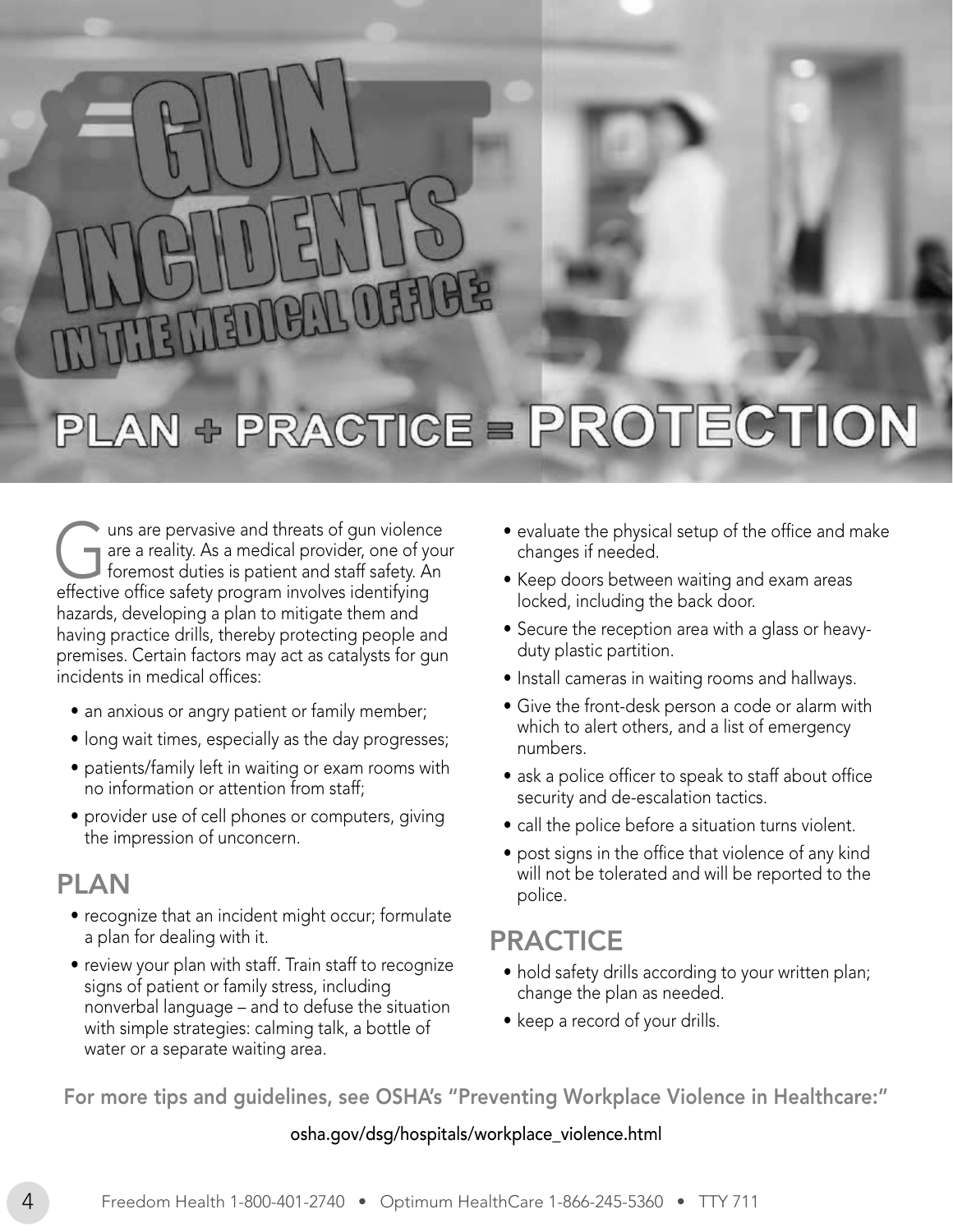# GUN INCIDENTS IN THE MEDICAL OFFICE:

## PLAN + PRACTICE = PROTECTION

Guns are pervasive and threats of gun violence are a reality. As a medical provider, one of your foremost duties is patient and staff safety. An effective office safety program involves identifying hazards, developing a plan to mitigate them and having practice drills, thereby protecting people and premises. Certain factors may act as catalysts for gun incidents in medical offices:

- an anxious or angry patient or family member;
- long wait times, especially as the day progresses;
- patients/family left in waiting or exam rooms with no information or attention from staff;
- provider use of cell phones or computers, giving the impression of unconcern.

### PLAN

- recognize that an incident might occur; formulate a plan for dealing with it.
- review your plan with staff. Train staff to recognize signs of patient or family stress, including nonverbal language – and to defuse the situation with simple strategies: calming talk, a bottle of water or a separate waiting area.
- evaluate the physical setup of the office and make changes if needed.
- Keep doors between waiting and exam areas locked, including the back door.
- Secure the reception area with a glass or heavy-duty plastic partition.
- Install cameras in waiting rooms and hallways.
- Give the front-desk person a code or alarm with which to alert others, and a list of emergency numbers.
- ask a police officer to speak to staff about office security and de-escalation tactics.
- call the police before a situation turns violent.
- post signs in the office that violence of any kind will not be tolerated and will be reported to the police.

### PRACTICE

- hold safety drills according to your written plan; change the plan as needed.
- keep a record of your drills.

**For more tips and guidelines, see OSHA's "Preventing Workplace Violence in Healthcare:"**

osha.gov/dsg/hospitals/workplace_violence.html

Freedom Health 1-800-401-2740 • Optimum HealthCare 1-866-245-5360 • TTY 711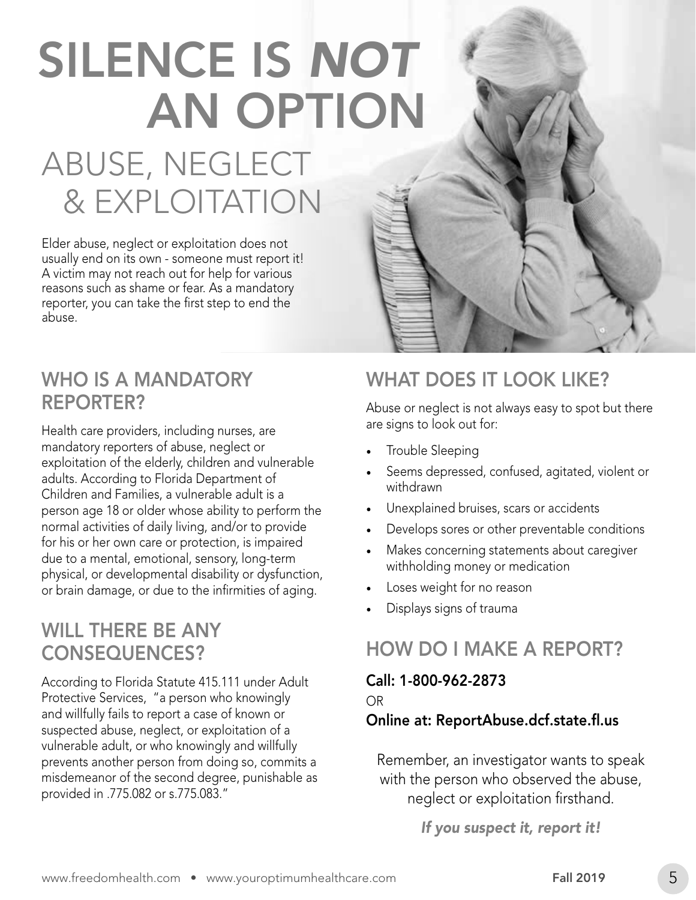# SILENCE IS *NOT* AN OPTION

## ABUSE, NEGLECT & EXPLOITATION

Elder abuse, neglect or exploitation does not usually end on its own - someone must report it! A victim may not reach out for help for various reasons such as shame or fear. As a mandatory reporter, you can take the first step to end the abuse.

### WHO IS A MANDATORY REPORTER?

Health care providers, including nurses, are mandatory reporters of abuse, neglect or exploitation of the elderly, children and vulnerable adults. According to Florida Department of Children and Families, a vulnerable adult is a person age 18 or older whose ability to perform the normal activities of daily living, and/or to provide for his or her own care or protection, is impaired due to a mental, emotional, sensory, long-term physical, or developmental disability or dysfunction, or brain damage, or due to the infirmities of aging.

### WILL THERE BE ANY CONSEQUENCES?

According to Florida Statute 415.111 under Adult Protective Services, "a person who knowingly and willfully fails to report a case of known or suspected abuse, neglect, or exploitation of a vulnerable adult, or who knowingly and willfully prevents another person from doing so, commits a misdemeanor of the second degree, punishable as provided in .775.082 or s.775.083."

### WHAT DOES IT LOOK LIKE?

Abuse or neglect is not always easy to spot but there are signs to look out for:

- Trouble Sleeping
- Seems depressed, confused, agitated, violent or withdrawn
- Unexplained bruises, scars or accidents
- Develops sores or other preventable conditions
- Makes concerning statements about caregiver withholding money or medication
- Loses weight for no reason
- Displays signs of trauma

### HOW DO I MAKE A REPORT?

**Call: 1-800-962-2873**

OR

**Online at: ReportAbuse.dcf.state.fl.us**

Remember, an investigator wants to speak with the person who observed the abuse, neglect or exploitation firsthand.

***If you suspect it, report it!***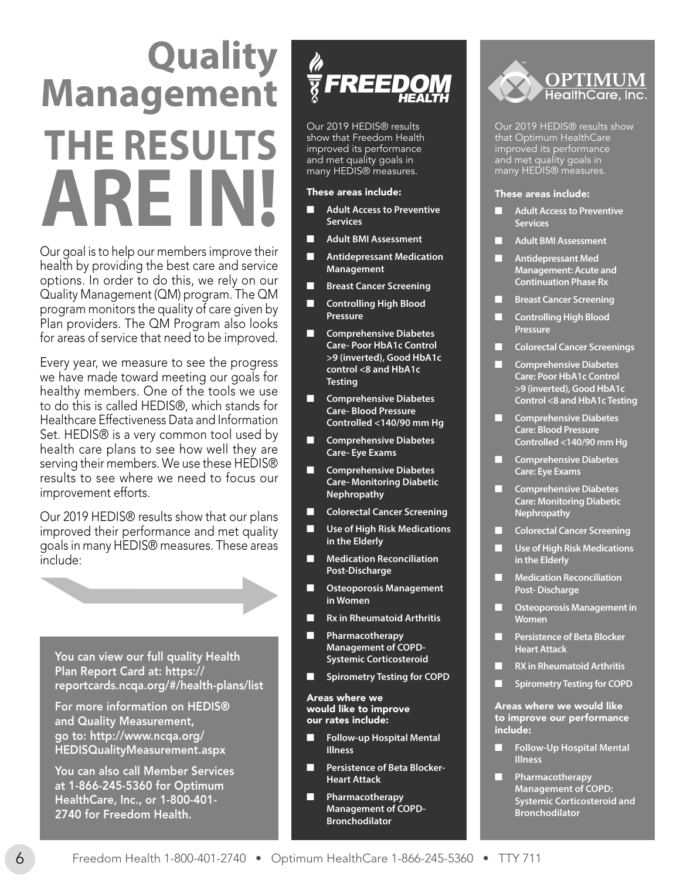# Quality Management

# THE RESULTS ARE IN!

Our goal is to help our members improve their health by providing the best care and service options. In order to do this, we rely on our Quality Management (QM) program. The QM program monitors the quality of care given by Plan providers. The QM Program also looks for areas of service that need to be improved.

Every year, we measure to see the progress we have made toward meeting our goals for healthy members. One of the tools we use to do this is called HEDIS®, which stands for Healthcare Effectiveness Data and Information Set. HEDIS® is a very common tool used by health care plans to see how well they are serving their members. We use these HEDIS® results to see where we need to focus our improvement efforts.

Our 2019 HEDIS® results show that our plans improved their performance and met quality goals in many HEDIS® measures. These areas include:

You can view our full quality Health Plan Report Card at: https://reportcards.ncqa.org/#/health-plans/list

For more information on HEDIS® and Quality Measurement, go to: http://www.ncqa.org/HEDISQualityMeasurement.aspx

You can also call Member Services at 1-866-245-5360 for Optimum HealthCare, Inc., or 1-800-401-2740 for Freedom Health.

## FREEDOM HEALTH

Our 2019 HEDIS® results show that Freedom Health improved its performance and met quality goals in many HEDIS® measures.

**These areas include:**

- **Adult Access to Preventive Services**
- **Adult BMI Assessment**
- **Antidepressant Medication Management**
- **Breast Cancer Screening**
- **Controlling High Blood Pressure**
- **Comprehensive Diabetes Care- Poor HbA1c Control >9 (inverted), Good HbA1c control <8 and HbA1c Testing**
- **Comprehensive Diabetes Care- Blood Pressure Controlled <140/90 mm Hg**
- **Comprehensive Diabetes Care- Eye Exams**
- **Comprehensive Diabetes Care- Monitoring Diabetic Nephropathy**
- **Colorectal Cancer Screening**
- **Use of High Risk Medications in the Elderly**
- **Medication Reconciliation Post-Discharge**
- **Osteoporosis Management in Women**
- **Rx in Rheumatoid Arthritis**
- **Pharmacotherapy Management of COPD- Systemic Corticosteroid**
- **Spirometry Testing for COPD**

**Areas where we would like to improve our rates include:**

- **Follow-up Hospital Mental Illness**
- **Persistence of Beta Blocker- Heart Attack**
- **Pharmacotherapy Management of COPD- Bronchodilator**

## OPTIMUM HealthCare, Inc.

Our 2019 HEDIS® results show that Optimum HealthCare improved its performance and met quality goals in many HEDIS® measures.

**These areas include:**

- **Adult Access to Preventive Services**
- **Adult BMI Assessment**
- **Antidepressant Med Management: Acute and Continuation Phase Rx**
- **Breast Cancer Screening**
- **Controlling High Blood Pressure**
- **Colorectal Cancer Screenings**
- **Comprehensive Diabetes Care: Poor HbA1c Control >9 (inverted), Good HbA1c Control <8 and HbA1c Testing**
- **Comprehensive Diabetes Care: Blood Pressure Controlled <140/90 mm Hg**
- **Comprehensive Diabetes Care: Eye Exams**
- **Comprehensive Diabetes Care: Monitoring Diabetic Nephropathy**
- **Colorectal Cancer Screening**
- **Use of High Risk Medications in the Elderly**
- **Medication Reconciliation Post- Discharge**
- **Osteoporosis Management in Women**
- **Persistence of Beta Blocker Heart Attack**
- **RX in Rheumatoid Arthritis**
- **Spirometry Testing for COPD**

**Areas where we would like to improve our performance include:**

- **Follow-Up Hospital Mental Illness**
- **Pharmacotherapy Management of COPD: Systemic Corticosteroid and Bronchodilator**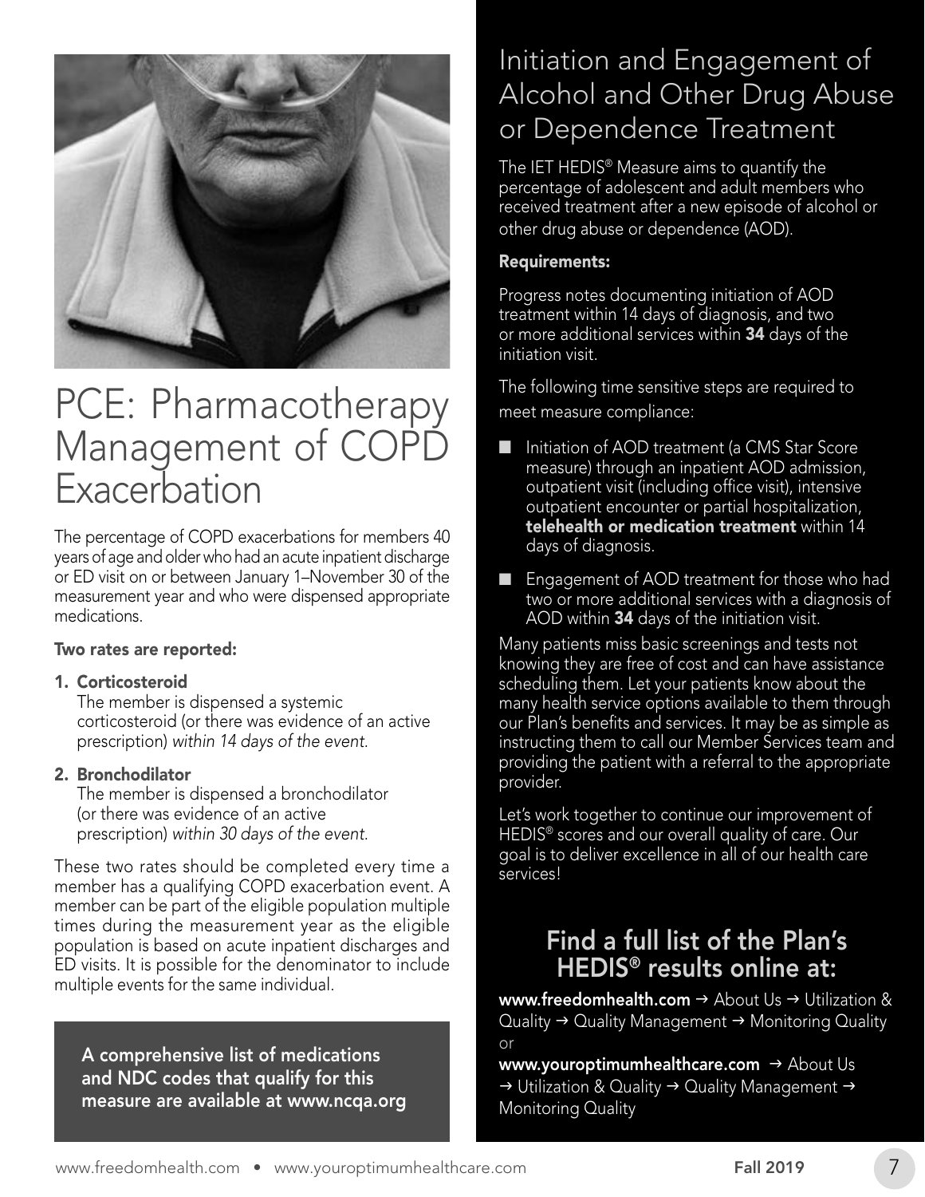# PCE: Pharmacotherapy Management of COPD Exacerbation

The percentage of COPD exacerbations for members 40 years of age and older who had an acute inpatient discharge or ED visit on or between January 1–November 30 of the measurement year and who were dispensed appropriate medications.

**Two rates are reported:**

1. **Corticosteroid**
   The member is dispensed a systemic corticosteroid (or there was evidence of an active prescription) *within 14 days of the event.*

2. **Bronchodilator**
   The member is dispensed a bronchodilator (or there was evidence of an active prescription) *within 30 days of the event.*

These two rates should be completed every time a member has a qualifying COPD exacerbation event. A member can be part of the eligible population multiple times during the measurement year as the eligible population is based on acute inpatient discharges and ED visits. It is possible for the denominator to include multiple events for the same individual.

**A comprehensive list of medications and NDC codes that qualify for this measure are available at www.ncqa.org**

# Initiation and Engagement of Alcohol and Other Drug Abuse or Dependence Treatment

The IET HEDIS® Measure aims to quantify the percentage of adolescent and adult members who received treatment after a new episode of alcohol or other drug abuse or dependence (AOD).

**Requirements:**

Progress notes documenting initiation of AOD treatment within 14 days of diagnosis, and two or more additional services within **34** days of the initiation visit.

The following time sensitive steps are required to meet measure compliance:

- Initiation of AOD treatment (a CMS Star Score measure) through an inpatient AOD admission, outpatient visit (including office visit), intensive outpatient encounter or partial hospitalization, **telehealth or medication treatment** within 14 days of diagnosis.
- Engagement of AOD treatment for those who had two or more additional services with a diagnosis of AOD within **34** days of the initiation visit.

Many patients miss basic screenings and tests not knowing they are free of cost and can have assistance scheduling them. Let your patients know about the many health service options available to them through our Plan's benefits and services. It may be as simple as instructing them to call our Member Services team and providing the patient with a referral to the appropriate provider.

Let's work together to continue our improvement of HEDIS® scores and our overall quality of care. Our goal is to deliver excellence in all of our health care services!

## Find a full list of the Plan's HEDIS® results online at:

**www.freedomhealth.com** → About Us → Utilization & Quality → Quality Management → Monitoring Quality
or
**www.youroptimumhealthcare.com** → About Us → Utilization & Quality → Quality Management → Monitoring Quality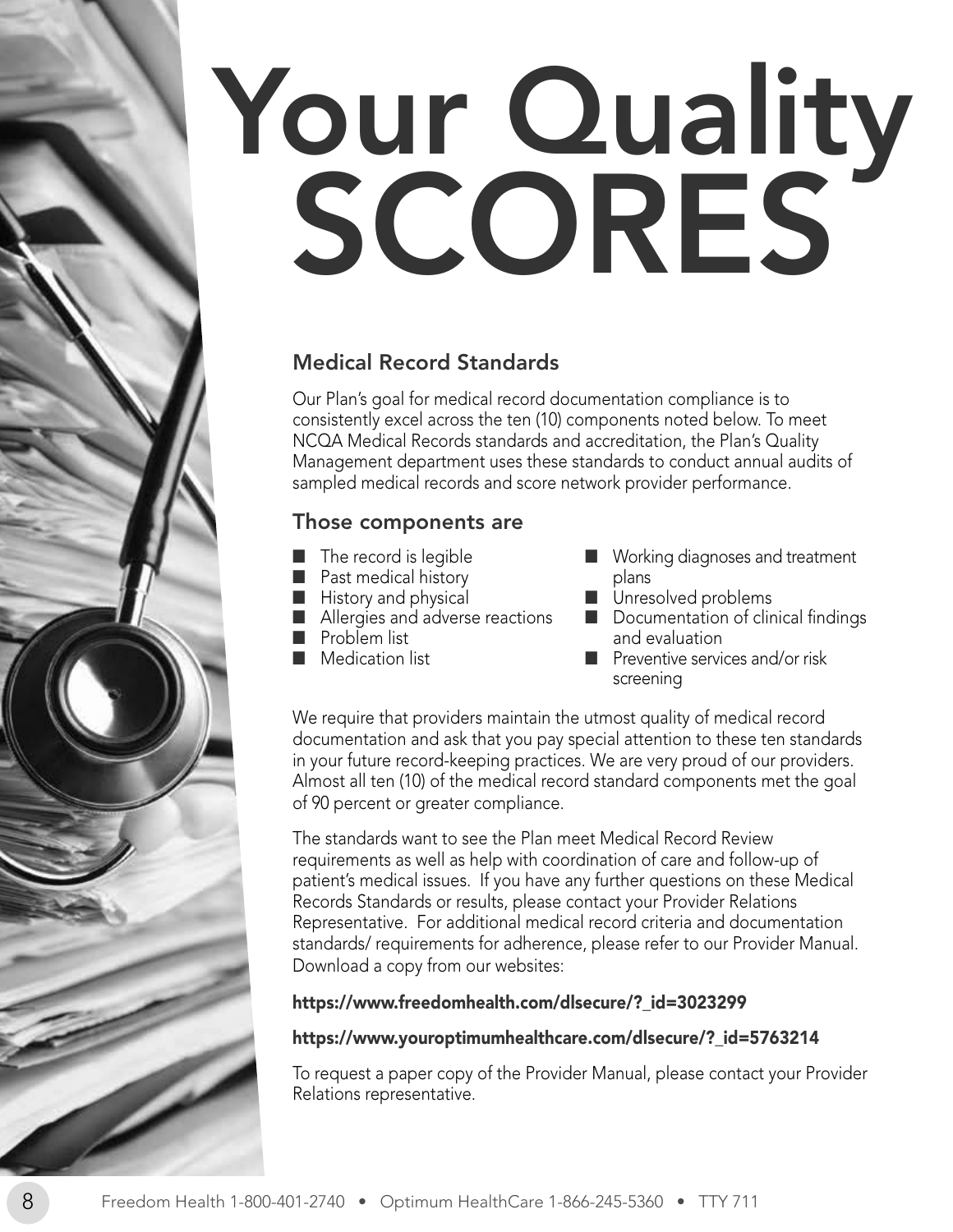# Your Quality SCORES

## Medical Record Standards

Our Plan's goal for medical record documentation compliance is to consistently excel across the ten (10) components noted below. To meet NCQA Medical Records standards and accreditation, the Plan's Quality Management department uses these standards to conduct annual audits of sampled medical records and score network provider performance.

## Those components are

- The record is legible
- Past medical history
- History and physical
- Allergies and adverse reactions
- Problem list
- Medication list
- Working diagnoses and treatment plans
- Unresolved problems
- Documentation of clinical findings and evaluation
- Preventive services and/or risk screening

We require that providers maintain the utmost quality of medical record documentation and ask that you pay special attention to these ten standards in your future record-keeping practices. We are very proud of our providers. Almost all ten (10) of the medical record standard components met the goal of 90 percent or greater compliance.

The standards want to see the Plan meet Medical Record Review requirements as well as help with coordination of care and follow-up of patient's medical issues. If you have any further questions on these Medical Records Standards or results, please contact your Provider Relations Representative. For additional medical record criteria and documentation standards/ requirements for adherence, please refer to our Provider Manual. Download a copy from our websites:

**https://www.freedomhealth.com/dlsecure/?_id=3023299**

**https://www.youroptimumhealthcare.com/dlsecure/?_id=5763214**

To request a paper copy of the Provider Manual, please contact your Provider Relations representative.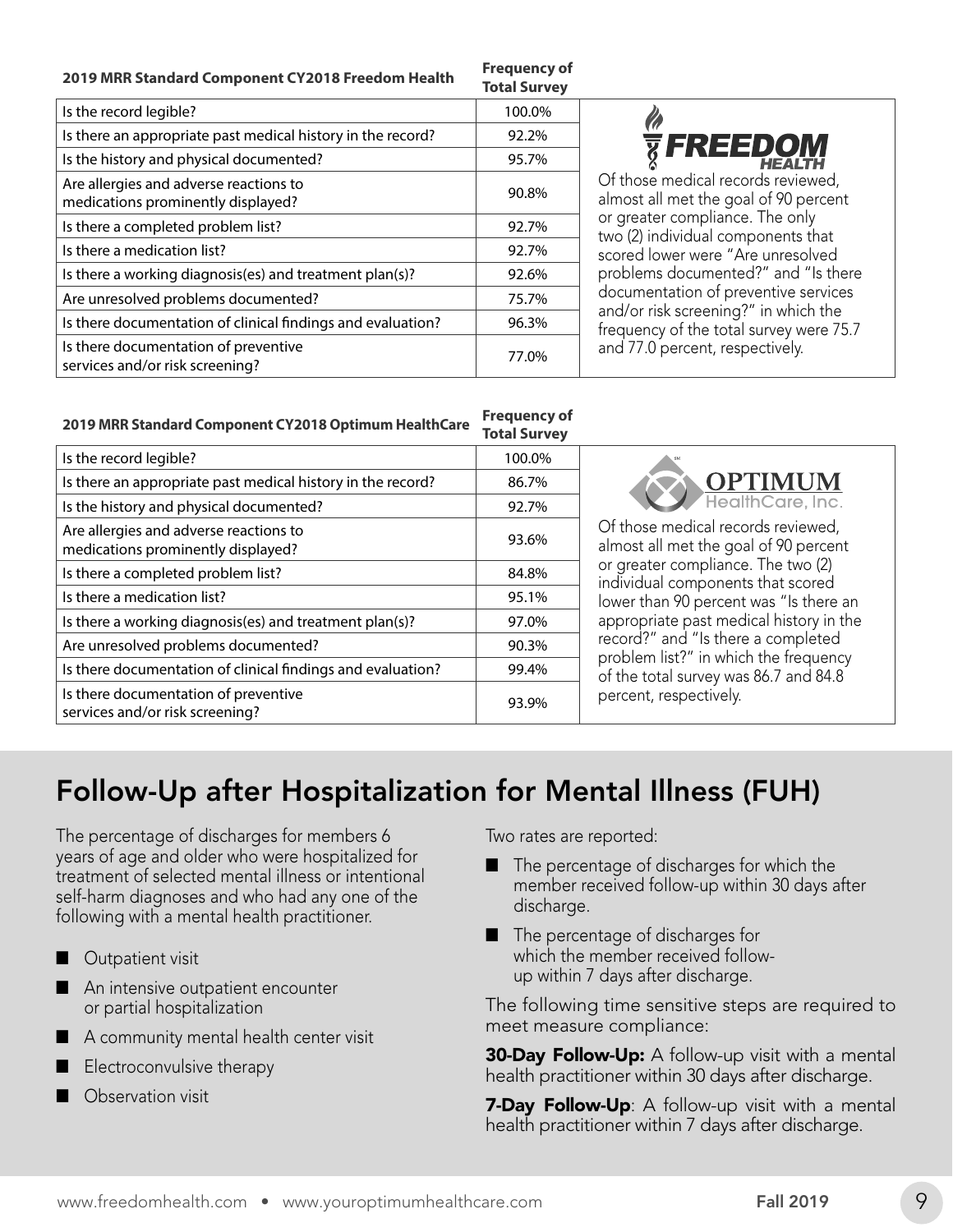| 2019 MRR Standard Component CY2018 Freedom Health | Frequency of Total Survey |
|---|---|
| Is the record legible? | 100.0% |
| Is there an appropriate past medical history in the record? | 92.2% |
| Is the history and physical documented? | 95.7% |
| Are allergies and adverse reactions to medications prominently displayed? | 90.8% |
| Is there a completed problem list? | 92.7% |
| Is there a medication list? | 92.7% |
| Is there a working diagnosis(es) and treatment plan(s)? | 92.6% |
| Are unresolved problems documented? | 75.7% |
| Is there documentation of clinical findings and evaluation? | 96.3% |
| Is there documentation of preventive services and/or risk screening? | 77.0% |

FREEDOM HEALTH

Of those medical records reviewed, almost all met the goal of 90 percent or greater compliance. The only two (2) individual components that scored lower were "Are unresolved problems documented?" and "Is there documentation of preventive services and/or risk screening?" in which the frequency of the total survey were 75.7 and 77.0 percent, respectively.

| 2019 MRR Standard Component CY2018 Optimum HealthCare | Frequency of Total Survey |
|---|---|
| Is the record legible? | 100.0% |
| Is there an appropriate past medical history in the record? | 86.7% |
| Is the history and physical documented? | 92.7% |
| Are allergies and adverse reactions to medications prominently displayed? | 93.6% |
| Is there a completed problem list? | 84.8% |
| Is there a medication list? | 95.1% |
| Is there a working diagnosis(es) and treatment plan(s)? | 97.0% |
| Are unresolved problems documented? | 90.3% |
| Is there documentation of clinical findings and evaluation? | 99.4% |
| Is there documentation of preventive services and/or risk screening? | 93.9% |

OPTIMUM HealthCare, Inc.

Of those medical records reviewed, almost all met the goal of 90 percent or greater compliance. The two (2) individual components that scored lower than 90 percent was "Is there an appropriate past medical history in the record?" and "Is there a completed problem list?" in which the frequency of the total survey was 86.7 and 84.8 percent, respectively.

# Follow-Up after Hospitalization for Mental Illness (FUH)

The percentage of discharges for members 6 years of age and older who were hospitalized for treatment of selected mental illness or intentional self-harm diagnoses and who had any one of the following with a mental health practitioner.

- Outpatient visit
- An intensive outpatient encounter or partial hospitalization
- A community mental health center visit
- Electroconvulsive therapy
- Observation visit

Two rates are reported:

- The percentage of discharges for which the member received follow-up within 30 days after discharge.
- The percentage of discharges for which the member received follow-up within 7 days after discharge.

The following time sensitive steps are required to meet measure compliance:

**30-Day Follow-Up:** A follow-up visit with a mental health practitioner within 30 days after discharge.

**7-Day Follow-Up**: A follow-up visit with a mental health practitioner within 7 days after discharge.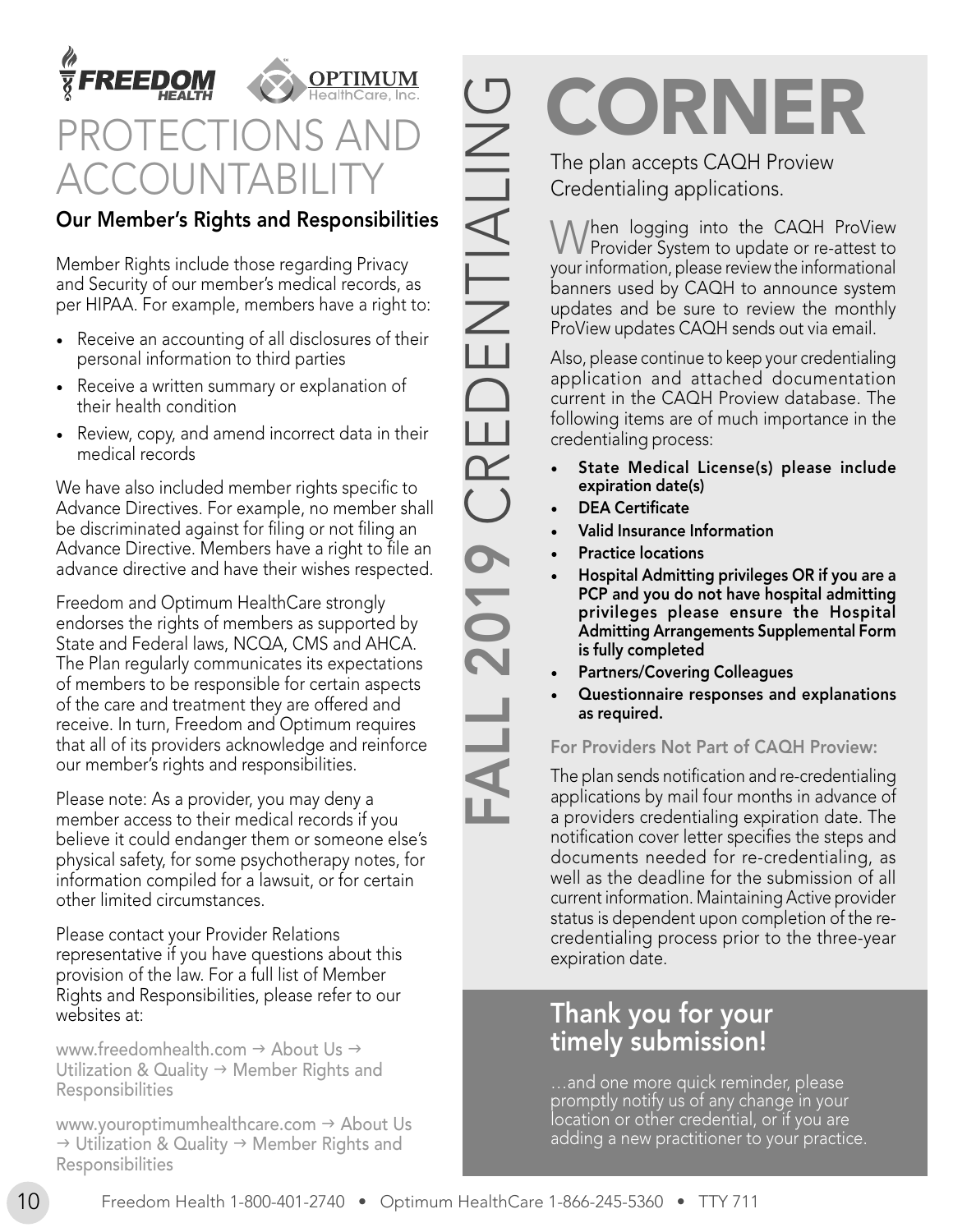# PROTECTIONS AND ACCOUNTABILITY

## Our Member's Rights and Responsibilities

Member Rights include those regarding Privacy and Security of our member's medical records, as per HIPAA. For example, members have a right to:

- Receive an accounting of all disclosures of their personal information to third parties
- Receive a written summary or explanation of their health condition
- Review, copy, and amend incorrect data in their medical records

We have also included member rights specific to Advance Directives. For example, no member shall be discriminated against for filing or not filing an Advance Directive. Members have a right to file an advance directive and have their wishes respected.

Freedom and Optimum HealthCare strongly endorses the rights of members as supported by State and Federal laws, NCQA, CMS and AHCA. The Plan regularly communicates its expectations of members to be responsible for certain aspects of the care and treatment they are offered and receive. In turn, Freedom and Optimum requires that all of its providers acknowledge and reinforce our member's rights and responsibilities.

Please note: As a provider, you may deny a member access to their medical records if you believe it could endanger them or someone else's physical safety, for some psychotherapy notes, for information compiled for a lawsuit, or for certain other limited circumstances.

Please contact your Provider Relations representative if you have questions about this provision of the law. For a full list of Member Rights and Responsibilities, please refer to our websites at:

www.freedomhealth.com → About Us → Utilization & Quality → Member Rights and Responsibilities

www.youroptimumhealthcare.com → About Us → Utilization & Quality → Member Rights and Responsibilities

# FALL 2019 CREDENTIALING CORNER

The plan accepts CAQH Proview Credentialing applications.

When logging into the CAQH ProView Provider System to update or re-attest to your information, please review the informational banners used by CAQH to announce system updates and be sure to review the monthly ProView updates CAQH sends out via email.

Also, please continue to keep your credentialing application and attached documentation current in the CAQH Proview database. The following items are of much importance in the credentialing process:

- **State Medical License(s) please include expiration date(s)**
- **DEA Certificate**
- **Valid Insurance Information**
- **Practice locations**
- **Hospital Admitting privileges OR if you are a PCP and you do not have hospital admitting privileges please ensure the Hospital Admitting Arrangements Supplemental Form is fully completed**
- **Partners/Covering Colleagues**
- **Questionnaire responses and explanations as required.**

**For Providers Not Part of CAQH Proview:**

The plan sends notification and re-credentialing applications by mail four months in advance of a providers credentialing expiration date. The notification cover letter specifies the steps and documents needed for re-credentialing, as well as the deadline for the submission of all current information. Maintaining Active provider status is dependent upon completion of the re-credentialing process prior to the three-year expiration date.

## Thank you for your timely submission!

…and one more quick reminder, please promptly notify us of any change in your location or other credential, or if you are adding a new practitioner to your practice.

Freedom Health 1-800-401-2740 • Optimum HealthCare 1-866-245-5360 • TTY 711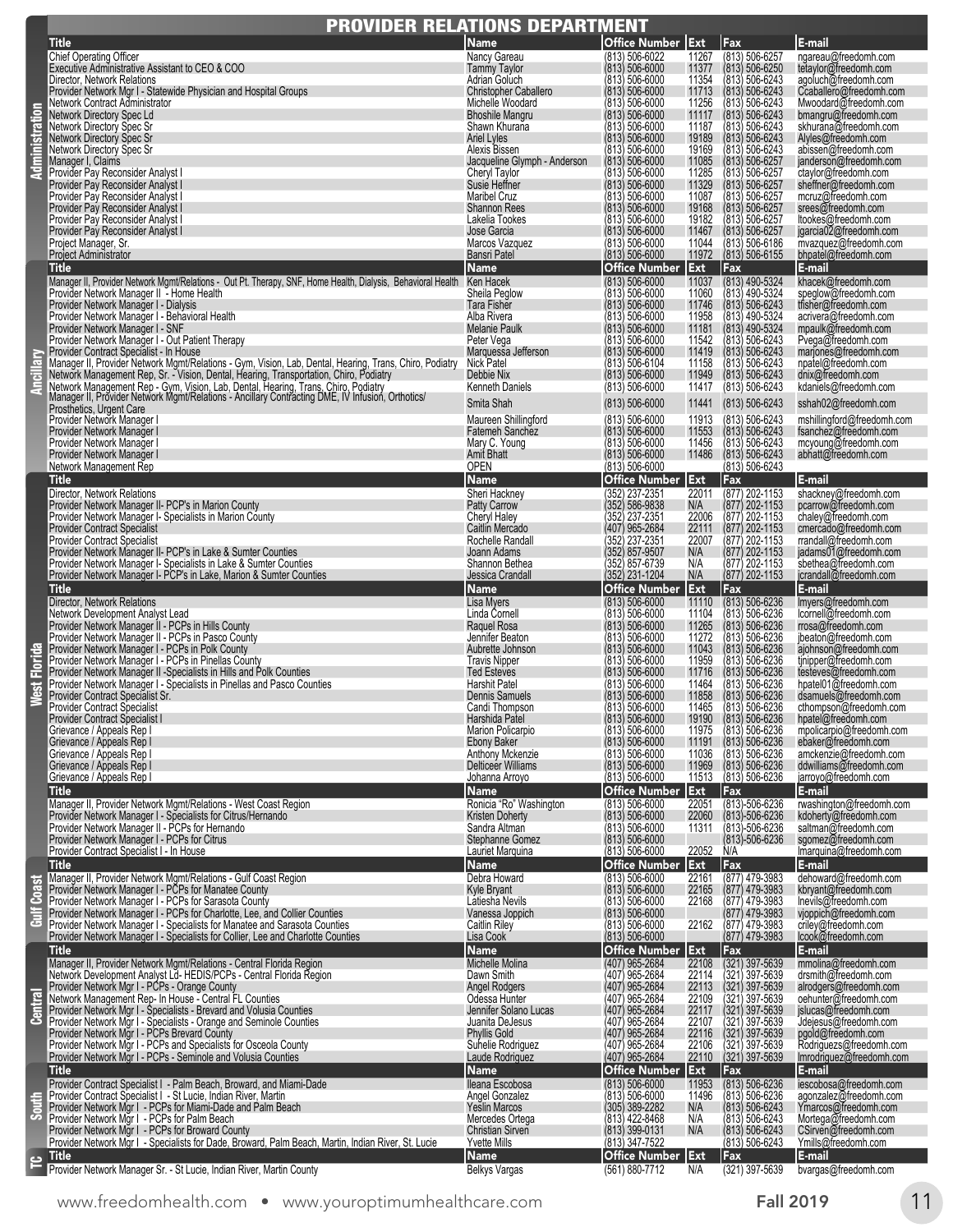# PROVIDER RELATIONS DEPARTMENT

## Administration

| Title | Name | Office Number | Ext | Fax | E-mail |
|---|---|---|---|---|---|
| Chief Operating Officer | Nancy Gareau | (813) 506-6022 | 11267 | (813) 506-6257 | ngareau@freedomh.com |
| Executive Administrative Assistant to CEO & COO | Tammy Taylor | (813) 506-6000 | 11377 | (813) 506-6250 | tetaylor@freedomh.com |
| Director, Network Relations | Adrian Goluch | (813) 506-6000 | 11354 | (813) 506-6243 | agoluch@freedomh.com |
| Provider Network Mgr I - Statewide Physician and Hospital Groups | Christopher Caballero | (813) 506-6000 | 11713 | (813) 506-6243 | Ccaballero@freedomh.com |
| Network Contract Administrator | Michelle Woodard | (813) 506-6000 | 11256 | (813) 506-6243 | Mwoodard@freedomh.com |
| Network Directory Spec Ld | Bhoshile Mangru | (813) 506-6000 | 11117 | (813) 506-6243 | bmangru@freedomh.com |
| Network Directory Spec Sr | Shawn Khurana | (813) 506-6000 | 11187 | (813) 506-6243 | skhurana@freedomh.com |
| Network Directory Spec Sr | Ariel Lyles | (813) 506-6000 | 19189 | (813) 506-6243 | Alyles@freedomh.com |
| Network Directory Spec Sr | Alexis Bissen | (813) 506-6000 | 19169 | (813) 506-6243 | abissen@freedomh.com |
| Manager I, Claims | Jacqueline Glymph - Anderson | (813) 506-6000 | 11085 | (813) 506-6257 | janderson@freedomh.com |
| Provider Pay Reconsider Analyst I | Cheryl Taylor | (813) 506-6000 | 11285 | (813) 506-6257 | ctaylor@freedomh.com |
| Provider Pay Reconsider Analyst I | Susie Heffner | (813) 506-6000 | 11329 | (813) 506-6257 | sheffner@freedomh.com |
| Provider Pay Reconsider Analyst I | Maribel Cruz | (813) 506-6000 | 11087 | (813) 506-6257 | mcruz@freedomh.com |
| Provider Pay Reconsider Analyst I | Shannon Rees | (813) 506-6000 | 19168 | (813) 506-6257 | srees@freedomh.com |
| Provider Pay Reconsider Analyst I | Lakelia Tookes | (813) 506-6000 | 19182 | (813) 506-6257 | ltookes@freedomh.com |
| Provider Pay Reconsider Analyst I | Jose Garcia | (813) 506-6000 | 11467 | (813) 506-6257 | jgarcia02@freedomh.com |
| Project Manager, Sr. | Marcos Vazquez | (813) 506-6000 | 11044 | (813) 506-6186 | mvazquez@freedomh.com |
| Project Administrator | Bansri Patel | (813) 506-6000 | 11972 | (813) 506-6155 | bhpatel@freedomh.com |

## Ancillary

| Title | Name | Office Number | Ext | Fax | E-mail |
|---|---|---|---|---|---|
| Manager II, Provider Network Mgmt/Relations - Out Pt. Therapy, SNF, Home Health, Dialysis, Behavioral Health | Ken Hacek | (813) 506-6000 | 11037 | (813) 490-5324 | khacek@freedomh.com |
| Provider Network Manager II - Home Health | Sheila Peglow | (813) 506-6000 | 11060 | (813) 490-5324 | speglow@freedomh.com |
| Provider Network Manager I - Dialysis | Tara Fisher | (813) 506-6000 | 11746 | (813) 506-6243 | tfisher@freedomh.com |
| Provider Network Manager I - Behavioral Health | Alba Rivera | (813) 506-6000 | 11958 | (813) 490-5324 | acrivera@freedomh.com |
| Provider Network Manager I - SNF | Melanie Paulk | (813) 506-6000 | 11181 | (813) 490-5324 | mpaulk@freedomh.com |
| Provider Network Manager I - Out Patient Therapy | Peter Vega | (813) 506-6000 | 11542 | (813) 506-6243 | Pvega@freedomh.com |
| Provider Contract Specialist - In House | Marquessa Jefferson | (813) 506-6000 | 11419 | (813) 506-6243 | marjones@freedomh.com |
| Manager II, Provider Network Mgmt/Relations - Gym, Vision, Lab, Dental, Hearing, Trans, Chiro, Podiatry | Nick Patel | (813) 506-6104 | 11158 | (813) 506-6243 | npatel@freedomh.com |
| Network Management Rep, Sr. - Vision, Dental, Hearing, Transportation, Chiro, Podiatry | Debbie Nix | (813) 506-6000 | 11949 | (813) 506-6243 | dnix@freedomh.com |
| Network Management Rep - Gym, Vision, Lab, Dental, Hearing, Trans, Chiro, Podiatry | Kenneth Daniels | (813) 506-6000 | 11417 | (813) 506-6243 | kdaniels@freedomh.com |
| Manager II, Provider Network Mgmt/Relations - Ancillary Contracting DME, IV Infusion, Orthotics/ Prosthetics, Urgent Care | Smita Shah | (813) 506-6000 | 11441 | (813) 506-6243 | sshah02@freedomh.com |
| Provider Network Manager I | Maureen Shillingford | (813) 506-6000 | 11913 | (813) 506-6243 | mshillingford@freedomh.com |
| Provider Network Manager I | Fatemeh Sanchez | (813) 506-6000 | 11553 | (813) 506-6243 | fsanchez@freedomh.com |
| Provider Network Manager I | Mary C. Young | (813) 506-6000 | 11456 | (813) 506-6243 | mcyoung@freedomh.com |
| Provider Network Manager I | Amit Bhatt | (813) 506-6000 | 11486 | (813) 506-6243 | abhatt@freedomh.com |
| Network Management Rep | OPEN | (813) 506-6000 | | (813) 506-6243 | |

## North Central

| Title | Name | Office Number | Ext | Fax | E-mail |
|---|---|---|---|---|---|
| Director, Network Relations | Sheri Hackney | (352) 237-2351 | 22011 | (877) 202-1153 | shackney@freedomh.com |
| Provider Network Manager II- PCP's in Marion County | Patty Carrow | (352) 586-9838 | N/A | (877) 202-1153 | pcarrow@freedomh.com |
| Provider Network Manager I- Specialists in Marion County | Cheryl Haley | (352) 237-2351 | 22006 | (877) 202-1153 | chaley@freedomh.com |
| Provider Contract Specialist | Caitlin Mercado | (407) 965-2684 | 22111 | (877) 202-1153 | cmercado@freedomh.com |
| Provider Contract Specialist | Rochelle Randall | (352) 237-2351 | 22007 | (877) 202-1153 | rrandall@freedomh.com |
| Provider Network Manager II- PCP's in Lake & Sumter Counties | Joann Adams | (352) 857-9507 | N/A | (877) 202-1153 | jadams01@freedomh.com |
| Provider Network Manager I- Specialists in Lake & Sumter Counties | Shannon Bethea | (352) 857-6739 | N/A | (877) 202-1153 | sbethea@freedomh.com |
| Provider Network Manager I- PCP's in Lake, Marion & Sumter Counties | Jessica Crandall | (352) 231-1204 | N/A | (877) 202-1153 | jcrandall@freedomh.com |

## West Florida

| Title | Name | Office Number | Ext | Fax | E-mail |
|---|---|---|---|---|---|
| Director, Network Relations | Lisa Myers | (813) 506-6000 | 11110 | (813) 506-6236 | lmyers@freedomh.com |
| Network Development Analyst Lead | Linda Cornell | (813) 506-6000 | 11104 | (813) 506-6236 | lcornell@freedomh.com |
| Provider Network Manager II - PCPs in Hills County | Raquel Rosa | (813) 506-6000 | 11265 | (813) 506-6236 | rrosa@freedomh.com |
| Provider Network Manager II - PCPs in Pasco County | Jennifer Beaton | (813) 506-6000 | 11272 | (813) 506-6236 | jbeaton@freedomh.com |
| Provider Network Manager I - PCPs in Polk County | Aubrette Johnson | (813) 506-6000 | 11043 | (813) 506-6236 | ajohnson@freedomh.com |
| Provider Network Manager I - PCPs in Pinellas County | Travis Nipper | (813) 506-6000 | 11959 | (813) 506-6236 | tjnipper@freedomh.com |
| Provider Network Manager II -Specialists in Hills and Polk Counties | Ted Esteves | (813) 506-6000 | 11716 | (813) 506-6236 | testeves@freedomh.com |
| Provider Network Manager I - Specialists in Pinellas and Pasco Counties | Harshit Patel | (813) 506-6000 | 11464 | (813) 506-6236 | hpatel01@freedomh.com |
| Provider Contract Specialist Sr. | Dennis Samuels | (813) 506-6000 | 11858 | (813) 506-6236 | dsamuels@freedomh.com |
| Provider Contract Specialist | Candi Thompson | (813) 506-6000 | 11465 | (813) 506-6236 | cthompson@freedomh.com |
| Provider Contract Specialist I | Harshida Patel | (813) 506-6000 | 19190 | (813) 506-6236 | hpatel@freedomh.com |
| Grievance / Appeals Rep I | Marion Policarpio | (813) 506-6000 | 11975 | (813) 506-6236 | mpolicarpio@freedomh.com |
| Grievance / Appeals Rep I | Ebony Baker | (813) 506-6000 | 11191 | (813) 506-6236 | ebaker@freedomh.com |
| Grievance / Appeals Rep I | Anthony Mckenzie | (813) 506-6000 | 11036 | (813) 506-6236 | amckenzie@freedomh.com |
| Grievance / Appeals Rep I | Delticeer Williams | (813) 506-6000 | 11969 | (813) 506-6236 | ddwilliams@freedomh.com |
| Grievance / Appeals Rep I | Johanna Arroyo | (813) 506-6000 | 11513 | (813) 506-6236 | jarroyo@freedomh.com |

## West Coast

| Title | Name | Office Number | Ext | Fax | E-mail |
|---|---|---|---|---|---|
| Manager II, Provider Network Mgmt/Relations - West Coast Region | Ronicia "Ro" Washington | (813) 506-6000 | 22051 | (813)-506-6236 | rwashington@freedomh.com |
| Provider Network Manager I - Specialists for Citrus/Hernando | Kristen Doherty | (813) 506-6000 | 22060 | (813)-506-6236 | kdoherty@freedomh.com |
| Provider Network Manager II - PCPs for Hernando | Sandra Altman | (813) 506-6000 | 11311 | (813)-506-6236 | saltman@freedomh.com |
| Provider Network Manager I - PCPs for Citrus | Stephanne Gomez | (813) 506-6000 | | (813)-506-6236 | sgomez@freedomh.com |
| Provider Contract Specialist I - In House | Lauriet Marquina | (813) 506-6000 | 22052 | N/A | lmarquina@freedomh.com |

## Gulf Coast

| Title | Name | Office Number | Ext | Fax | E-mail |
|---|---|---|---|---|---|
| Manager II, Provider Network Mgmt/Relations - Gulf Coast Region | Debra Howard | (813) 506-6000 | 22161 | (877) 479-3983 | dehoward@freedomh.com |
| Provider Network Manager I - PCPs for Manatee County | Kyle Bryant | (813) 506-6000 | 22165 | (877) 479-3983 | kbryant@freedomh.com |
| Provider Network Manager I - PCPs for Sarasota County | Latiesha Nevils | (813) 506-6000 | 22168 | (877) 479-3983 | lnevils@freedomh.com |
| Provider Network Manager I - PCPs for Charlotte, Lee, and Collier Counties | Vanessa Joppich | (813) 506-6000 | | (877) 479-3983 | vjoppich@freedomh.com |
| Provider Network Manager I - Specialists for Manatee and Sarasota Counties | Caitlin Riley | (813) 506-6000 | 22162 | (877) 479-3983 | criley@freedomh.com |
| Provider Network Manager I - Specialists for Collier, Lee and Charlotte Counties | Lisa Cook | (813) 506-6000 | | (877) 479-3983 | lcook@freedomh.com |

## Central

| Title | Name | Office Number | Ext | Fax | E-mail |
|---|---|---|---|---|---|
| Manager II, Provider Network Mgmt/Relations - Central Florida Region | Michelle Molina | (407) 965-2684 | 22108 | (321) 397-5639 | mmolina@freedomh.com |
| Network Development Analyst Ld- HEDIS/PCPs - Central Florida Region | Dawn Smith | (407) 965-2684 | 22114 | (321) 397-5639 | drsmith@freedomh.com |
| Provider Network Mgr I - PCPs - Orange County | Angel Rodgers | (407) 965-2684 | 22113 | (321) 397-5639 | alrodgers@freedomh.com |
| Network Management Rep- In House - Central FL Counties | Odessa Hunter | (407) 965-2684 | 22109 | (321) 397-5639 | oehunter@freedomh.com |
| Provider Network Mgr I - Specialists - Brevard and Volusia Counties | Jennifer Solano Lucas | (407) 965-2684 | 22117 | (321) 397-5639 | jslucas@freedomh.com |
| Provider Network Mgr I - Specialists - Orange and Seminole Counties | Juanita DeJesus | (407) 965-2684 | 22107 | (321) 397-5639 | Jdejesus@freedomh.com |
| Provider Network Mgr I - PCPs Brevard County | Phyllis Gold | (407) 965-2684 | 22116 | (321) 397-5639 | pgold@freedomh.com |
| Provider Network Mgr I - PCPs and Specialists for Osceola County | Suhelie Rodriguez | (407) 965-2684 | 22106 | (321) 397-5639 | Rodriguezs@freedomh.com |
| Provider Network Mgr I - PCPs - Seminole and Volusia Counties | Laude Rodriguez | (407) 965-2684 | 22110 | (321) 397-5639 | lmrodriguez@freedomh.com |

## South

| Title | Name | Office Number | Ext | Fax | E-mail |
|---|---|---|---|---|---|
| Provider Contract Specialist I - Palm Beach, Broward, and Miami-Dade | Ileana Escobosa | (813) 506-6000 | 11953 | (813) 506-6236 | iescobosa@freedomh.com |
| Provider Contract Specialist I - St Lucie, Indian River, Martin | Angel Gonzalez | (813) 506-6000 | 11496 | (813) 506-6236 | agonzalez@freedomh.com |
| Provider Network Mgr I - PCPs for Miami-Dade and Palm Beach | Yeslin Marcos | (305) 389-2282 | N/A | (813) 506-6243 | Ymarcos@freedomh.com |
| Provider Network Mgr I - PCPs for Palm Beach | Mercedes Ortega | (813) 422-8468 | N/A | (813) 506-6243 | Mortega@freedomh.com |
| Provider Network Mgr I - PCPs for Broward County | Christian Sirven | (813) 399-0131 | N/A | (813) 506-6243 | CSirven@freedomh.com |
| Provider Network Mgr I - Specialists for Dade, Broward, Palm Beach, Martin, Indian River, St. Lucie | Yvette Mills | (813) 347-7522 | | (813) 506-6243 | Ymills@freedomh.com |

## TC

| Title | Name | Office Number | Ext | Fax | E-mail |
|---|---|---|---|---|---|
| Provider Network Manager Sr. - St Lucie, Indian River, Martin County | Belkys Vargas | (561) 880-7712 | N/A | (321) 397-5639 | bvargas@freedomh.com |

www.freedomhealth.com • www.youroptimumhealthcare.com

Fall 2019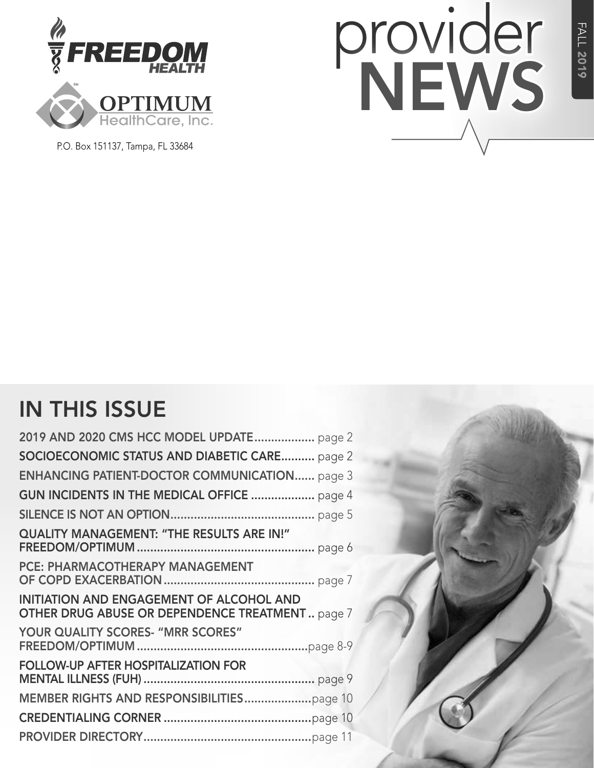FREEDOM HEALTH

OPTIMUM HealthCare, Inc.

P.O. Box 151137, Tampa, FL 33684

# provider NEWS

FALL 2019

## IN THIS ISSUE

2019 AND 2020 CMS HCC MODEL UPDATE.................. page 2

SOCIOECONOMIC STATUS AND DIABETIC CARE.......... page 2

ENHANCING PATIENT-DOCTOR COMMUNICATION...... page 3

GUN INCIDENTS IN THE MEDICAL OFFICE ................... page 4

SILENCE IS NOT AN OPTION........................................... page 5

QUALITY MANAGEMENT: "THE RESULTS ARE IN!" FREEDOM/OPTIMUM.................................................... page 6

PCE: PHARMACOTHERAPY MANAGEMENT OF COPD EXACERBATION........................................... page 7

INITIATION AND ENGAGEMENT OF ALCOHOL AND OTHER DRUG ABUSE OR DEPENDENCE TREATMENT .. page 7

YOUR QUALITY SCORES- "MRR SCORES" FREEDOM/OPTIMUM..................................................page 8-9

FOLLOW-UP AFTER HOSPITALIZATION FOR MENTAL ILLNESS (FUH).................................................. page 9

MEMBER RIGHTS AND RESPONSIBILITIES....................page 10

CREDENTIALING CORNER ............................................page 10

PROVIDER DIRECTORY..................................................page 11